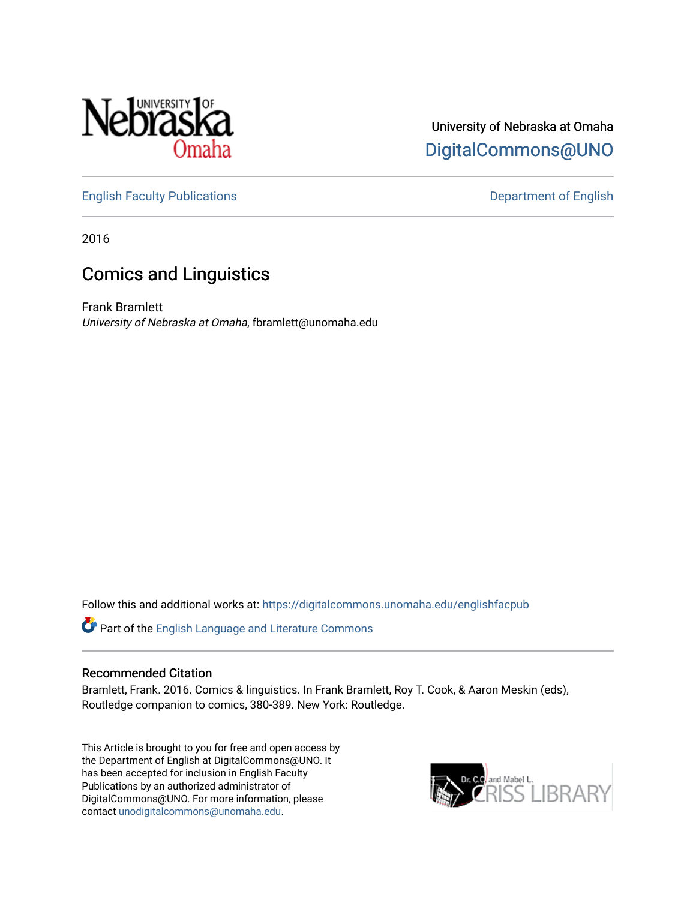University of Nebraska at Omaha

DigitalCommons@UNO

English Faculty Publications

Department of English

2016

# Comics and Linguistics

Frank Bramlett

*University of Nebraska at Omaha*, fbramlett@unomaha.edu

Follow this and additional works at: https://digitalcommons.unomaha.edu/englishfacpub

Part of the English Language and Literature Commons

### Recommended Citation

Bramlett, Frank. 2016. Comics & linguistics. In Frank Bramlett, Roy T. Cook, & Aaron Meskin (eds), Routledge companion to comics, 380-389. New York: Routledge.

This Article is brought to you for free and open access by the Department of English at DigitalCommons@UNO. It has been accepted for inclusion in English Faculty Publications by an authorized administrator of DigitalCommons@UNO. For more information, please contact unodigitalcommons@unomaha.edu.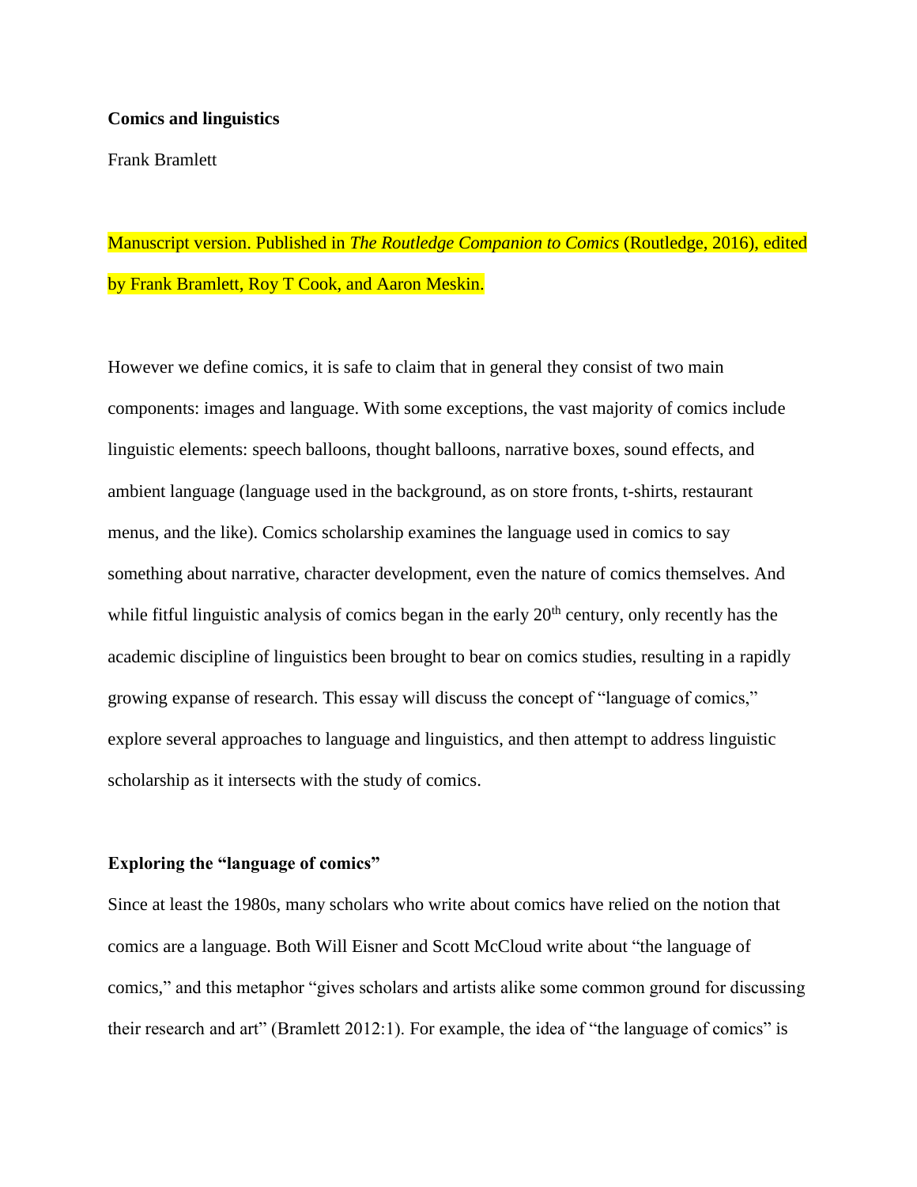**Comics and linguistics**

Frank Bramlett

Manuscript version. Published in *The Routledge Companion to Comics* (Routledge, 2016), edited by Frank Bramlett, Roy T Cook, and Aaron Meskin.

However we define comics, it is safe to claim that in general they consist of two main components: images and language. With some exceptions, the vast majority of comics include linguistic elements: speech balloons, thought balloons, narrative boxes, sound effects, and ambient language (language used in the background, as on store fronts, t-shirts, restaurant menus, and the like). Comics scholarship examines the language used in comics to say something about narrative, character development, even the nature of comics themselves. And while fitful linguistic analysis of comics began in the early 20th century, only recently has the academic discipline of linguistics been brought to bear on comics studies, resulting in a rapidly growing expanse of research. This essay will discuss the concept of "language of comics," explore several approaches to language and linguistics, and then attempt to address linguistic scholarship as it intersects with the study of comics.

**Exploring the "language of comics"**

Since at least the 1980s, many scholars who write about comics have relied on the notion that comics are a language. Both Will Eisner and Scott McCloud write about "the language of comics," and this metaphor "gives scholars and artists alike some common ground for discussing their research and art" (Bramlett 2012:1). For example, the idea of "the language of comics" is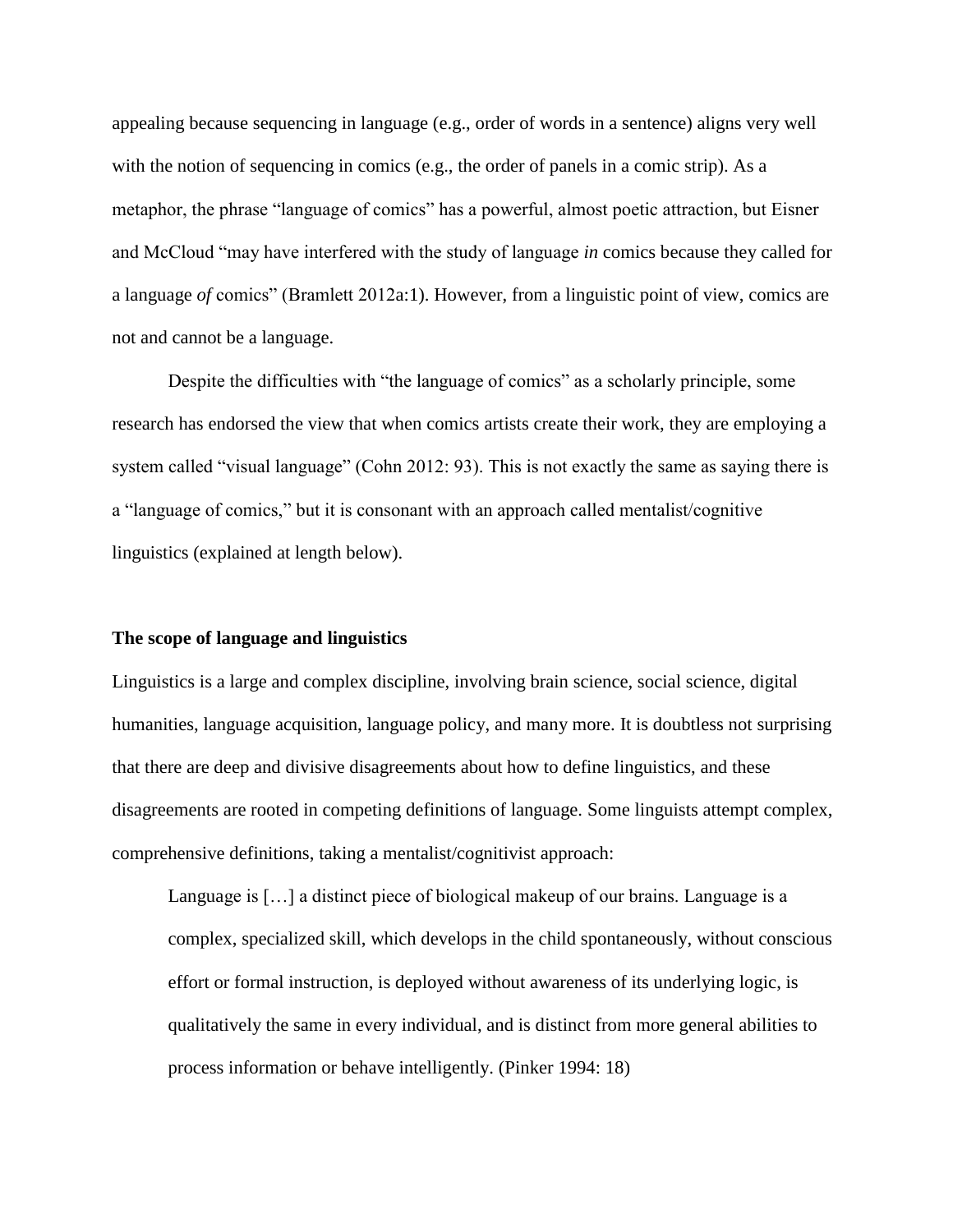appealing because sequencing in language (e.g., order of words in a sentence) aligns very well with the notion of sequencing in comics (e.g., the order of panels in a comic strip). As a metaphor, the phrase "language of comics" has a powerful, almost poetic attraction, but Eisner and McCloud "may have interfered with the study of language *in* comics because they called for a language *of* comics" (Bramlett 2012a:1). However, from a linguistic point of view, comics are not and cannot be a language.

Despite the difficulties with "the language of comics" as a scholarly principle, some research has endorsed the view that when comics artists create their work, they are employing a system called "visual language" (Cohn 2012: 93). This is not exactly the same as saying there is a "language of comics," but it is consonant with an approach called mentalist/cognitive linguistics (explained at length below).

### The scope of language and linguistics

Linguistics is a large and complex discipline, involving brain science, social science, digital humanities, language acquisition, language policy, and many more. It is doubtless not surprising that there are deep and divisive disagreements about how to define linguistics, and these disagreements are rooted in competing definitions of language. Some linguists attempt complex, comprehensive definitions, taking a mentalist/cognitivist approach:

> Language is […] a distinct piece of biological makeup of our brains. Language is a complex, specialized skill, which develops in the child spontaneously, without conscious effort or formal instruction, is deployed without awareness of its underlying logic, is qualitatively the same in every individual, and is distinct from more general abilities to process information or behave intelligently. (Pinker 1994: 18)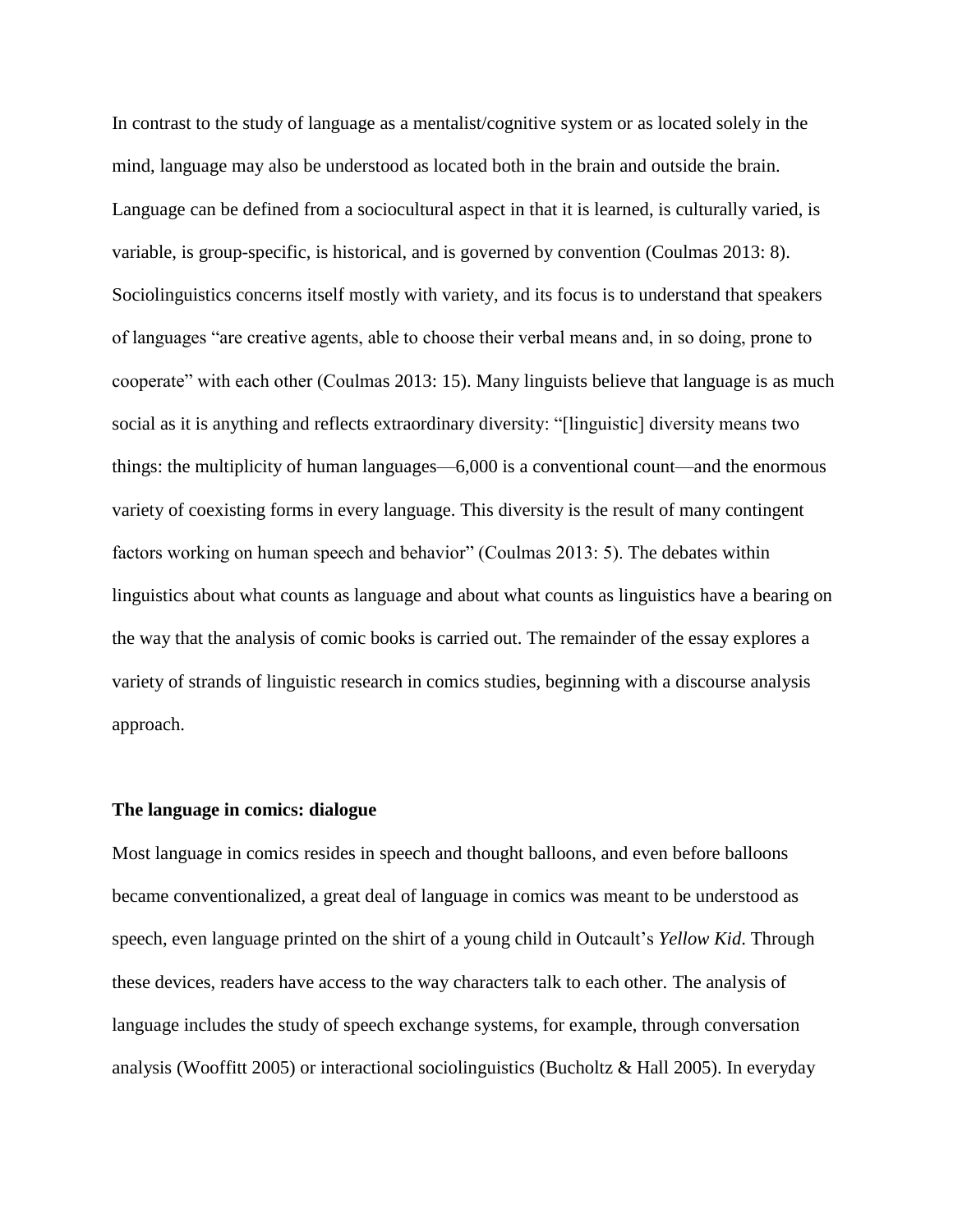In contrast to the study of language as a mentalist/cognitive system or as located solely in the mind, language may also be understood as located both in the brain and outside the brain. Language can be defined from a sociocultural aspect in that it is learned, is culturally varied, is variable, is group-specific, is historical, and is governed by convention (Coulmas 2013: 8). Sociolinguistics concerns itself mostly with variety, and its focus is to understand that speakers of languages "are creative agents, able to choose their verbal means and, in so doing, prone to cooperate" with each other (Coulmas 2013: 15). Many linguists believe that language is as much social as it is anything and reflects extraordinary diversity: "[linguistic] diversity means two things: the multiplicity of human languages—6,000 is a conventional count—and the enormous variety of coexisting forms in every language. This diversity is the result of many contingent factors working on human speech and behavior" (Coulmas 2013: 5). The debates within linguistics about what counts as language and about what counts as linguistics have a bearing on the way that the analysis of comic books is carried out. The remainder of the essay explores a variety of strands of linguistic research in comics studies, beginning with a discourse analysis approach.

### The language in comics: dialogue

Most language in comics resides in speech and thought balloons, and even before balloons became conventionalized, a great deal of language in comics was meant to be understood as speech, even language printed on the shirt of a young child in Outcault's *Yellow Kid*. Through these devices, readers have access to the way characters talk to each other. The analysis of language includes the study of speech exchange systems, for example, through conversation analysis (Wooffitt 2005) or interactional sociolinguistics (Bucholtz & Hall 2005). In everyday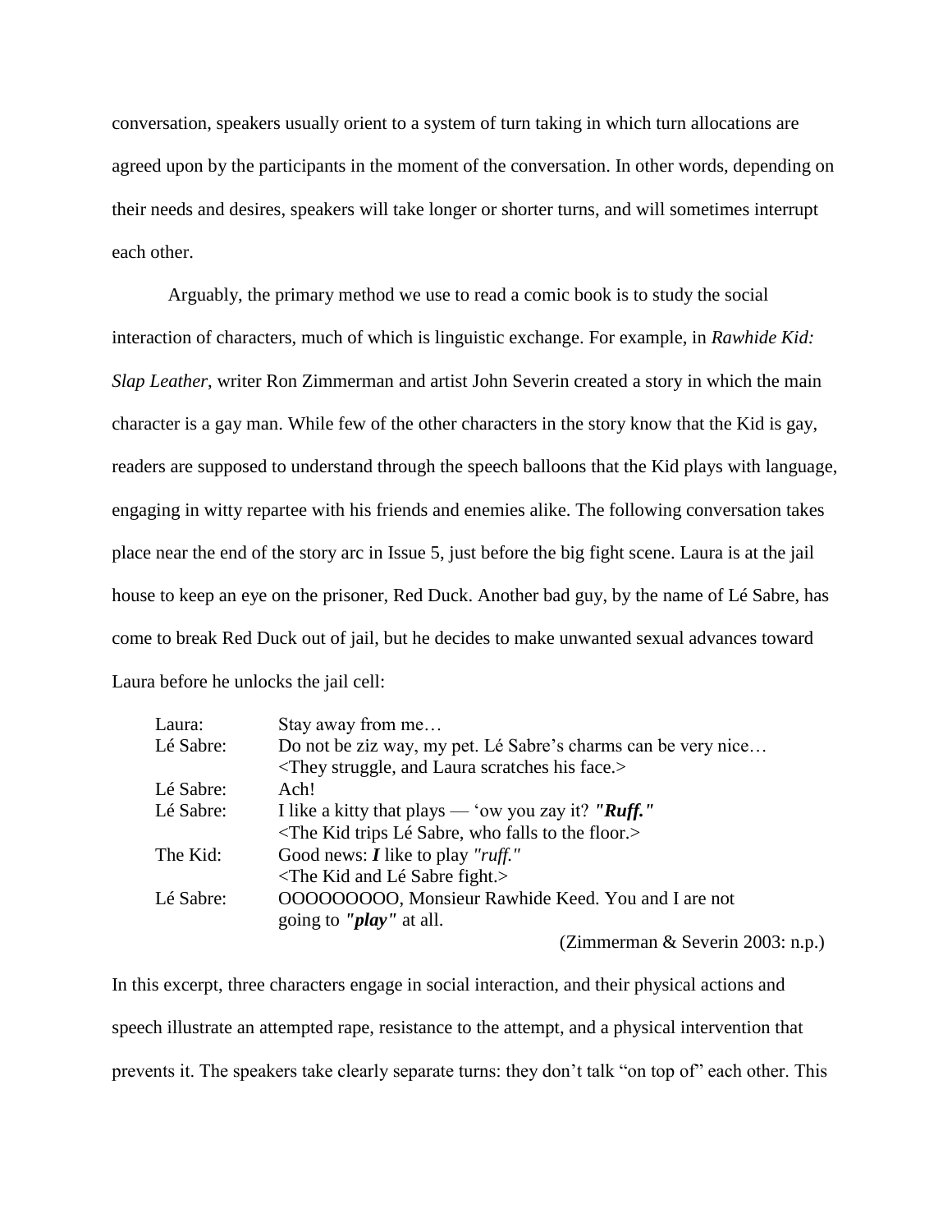conversation, speakers usually orient to a system of turn taking in which turn allocations are agreed upon by the participants in the moment of the conversation. In other words, depending on their needs and desires, speakers will take longer or shorter turns, and will sometimes interrupt each other.

Arguably, the primary method we use to read a comic book is to study the social interaction of characters, much of which is linguistic exchange. For example, in *Rawhide Kid: Slap Leather*, writer Ron Zimmerman and artist John Severin created a story in which the main character is a gay man. While few of the other characters in the story know that the Kid is gay, readers are supposed to understand through the speech balloons that the Kid plays with language, engaging in witty repartee with his friends and enemies alike. The following conversation takes place near the end of the story arc in Issue 5, just before the big fight scene. Laura is at the jail house to keep an eye on the prisoner, Red Duck. Another bad guy, by the name of Lé Sabre, has come to break Red Duck out of jail, but he decides to make unwanted sexual advances toward Laura before he unlocks the jail cell:

| | |
|---|---|
| Laura: | Stay away from me… |
| Lé Sabre: | Do not be ziz way, my pet. Lé Sabre's charms can be very nice… |
| | <They struggle, and Laura scratches his face.> |
| Lé Sabre: | Ach! |
| Lé Sabre: | I like a kitty that plays — 'ow you zay it? ***"Ruff."*** |
| | <The Kid trips Lé Sabre, who falls to the floor.> |
| The Kid: | Good news: ***I*** like to play *"ruff."* |
| | <The Kid and Lé Sabre fight.> |
| Lé Sabre: | OOOOOOOOO, Monsieur Rawhide Keed. You and I are not going to ***"play"*** at all. |

(Zimmerman & Severin 2003: n.p.)

In this excerpt, three characters engage in social interaction, and their physical actions and speech illustrate an attempted rape, resistance to the attempt, and a physical intervention that prevents it. The speakers take clearly separate turns: they don't talk "on top of" each other. This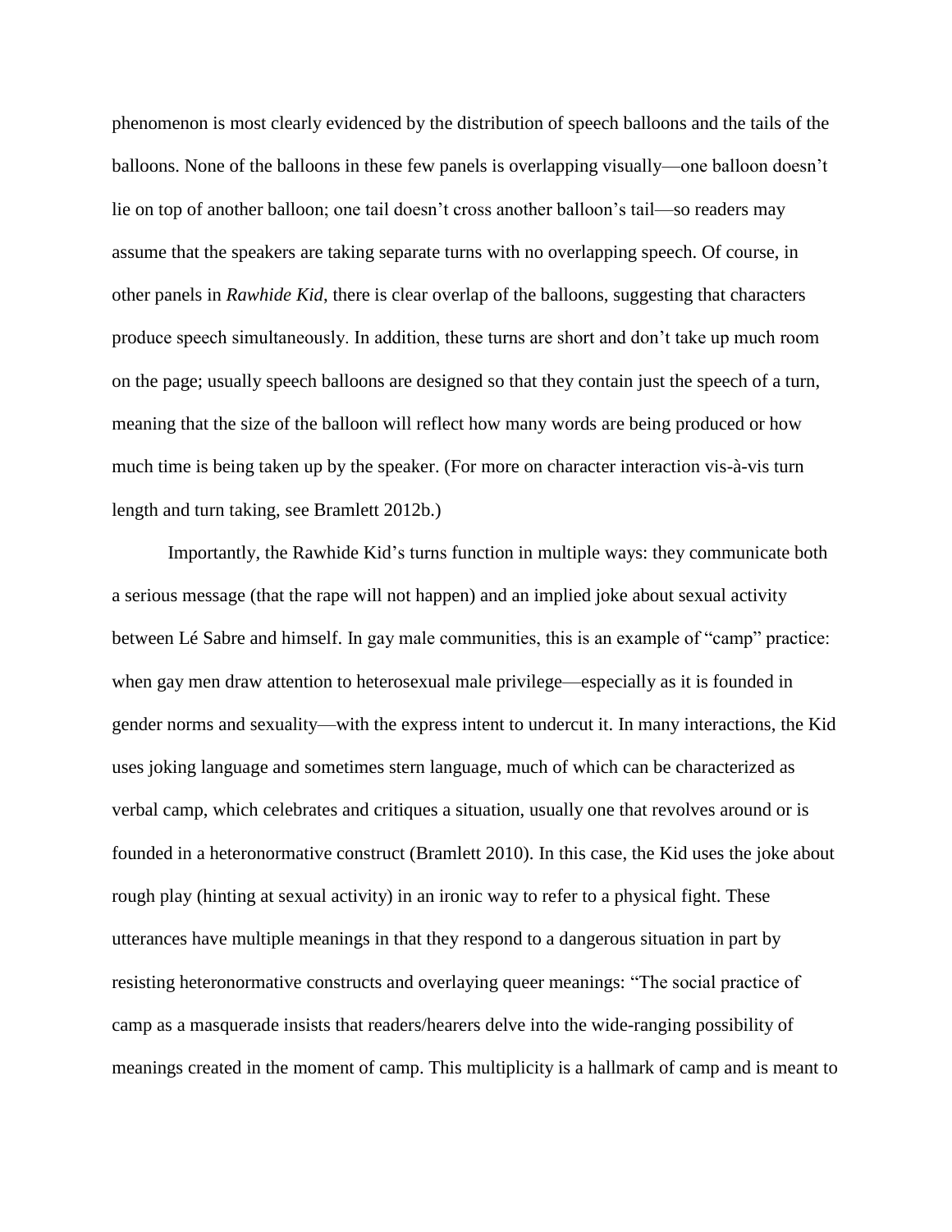phenomenon is most clearly evidenced by the distribution of speech balloons and the tails of the balloons. None of the balloons in these few panels is overlapping visually—one balloon doesn't lie on top of another balloon; one tail doesn't cross another balloon's tail—so readers may assume that the speakers are taking separate turns with no overlapping speech. Of course, in other panels in *Rawhide Kid*, there is clear overlap of the balloons, suggesting that characters produce speech simultaneously. In addition, these turns are short and don't take up much room on the page; usually speech balloons are designed so that they contain just the speech of a turn, meaning that the size of the balloon will reflect how many words are being produced or how much time is being taken up by the speaker. (For more on character interaction vis-à-vis turn length and turn taking, see Bramlett 2012b.)

Importantly, the Rawhide Kid's turns function in multiple ways: they communicate both a serious message (that the rape will not happen) and an implied joke about sexual activity between Lé Sabre and himself. In gay male communities, this is an example of "camp" practice: when gay men draw attention to heterosexual male privilege—especially as it is founded in gender norms and sexuality—with the express intent to undercut it. In many interactions, the Kid uses joking language and sometimes stern language, much of which can be characterized as verbal camp, which celebrates and critiques a situation, usually one that revolves around or is founded in a heteronormative construct (Bramlett 2010). In this case, the Kid uses the joke about rough play (hinting at sexual activity) in an ironic way to refer to a physical fight. These utterances have multiple meanings in that they respond to a dangerous situation in part by resisting heteronormative constructs and overlaying queer meanings: "The social practice of camp as a masquerade insists that readers/hearers delve into the wide-ranging possibility of meanings created in the moment of camp. This multiplicity is a hallmark of camp and is meant to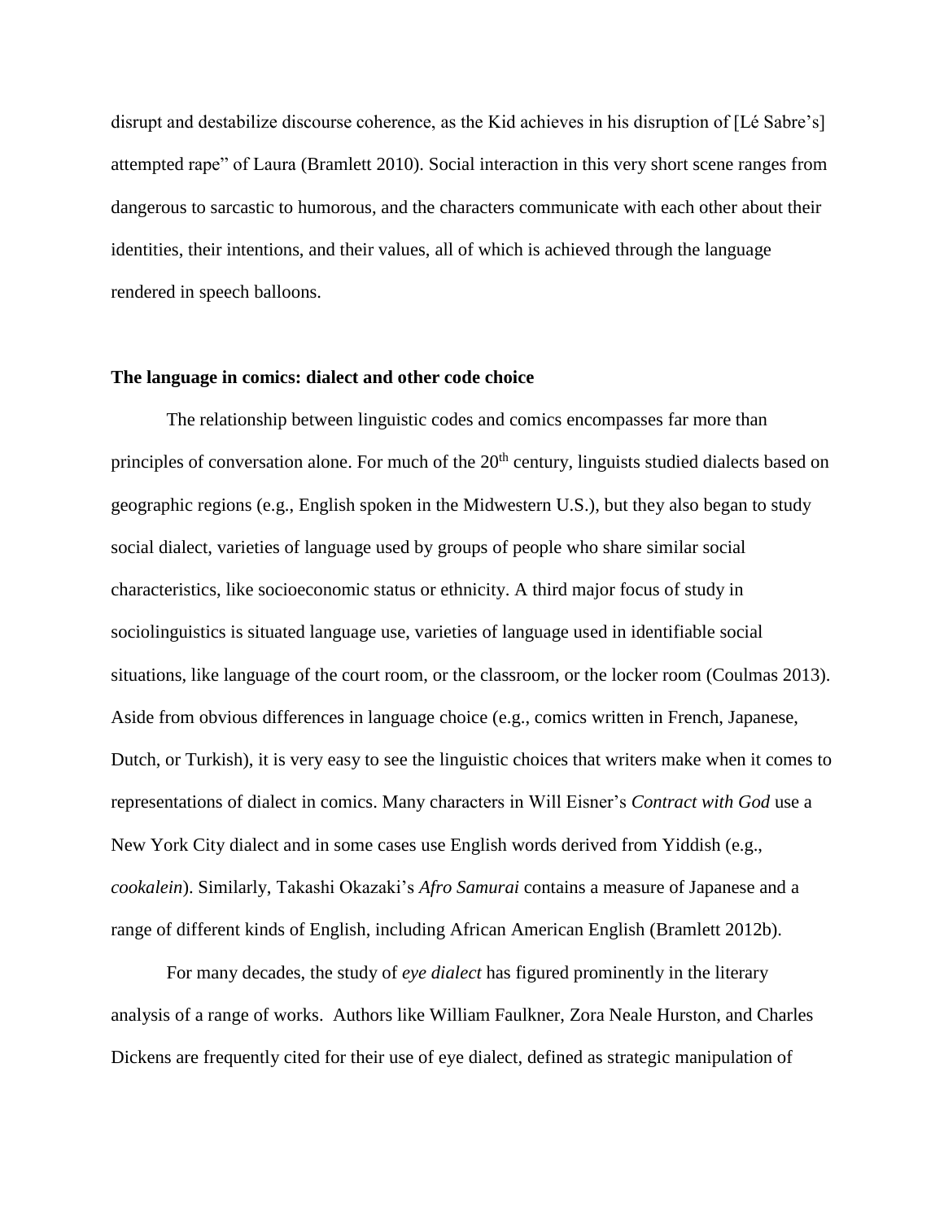disrupt and destabilize discourse coherence, as the Kid achieves in his disruption of [Lé Sabre's] attempted rape" of Laura (Bramlett 2010). Social interaction in this very short scene ranges from dangerous to sarcastic to humorous, and the characters communicate with each other about their identities, their intentions, and their values, all of which is achieved through the language rendered in speech balloons.

### The language in comics: dialect and other code choice

The relationship between linguistic codes and comics encompasses far more than principles of conversation alone. For much of the 20th century, linguists studied dialects based on geographic regions (e.g., English spoken in the Midwestern U.S.), but they also began to study social dialect, varieties of language used by groups of people who share similar social characteristics, like socioeconomic status or ethnicity. A third major focus of study in sociolinguistics is situated language use, varieties of language used in identifiable social situations, like language of the court room, or the classroom, or the locker room (Coulmas 2013). Aside from obvious differences in language choice (e.g., comics written in French, Japanese, Dutch, or Turkish), it is very easy to see the linguistic choices that writers make when it comes to representations of dialect in comics. Many characters in Will Eisner's *Contract with God* use a New York City dialect and in some cases use English words derived from Yiddish (e.g., *cookalein*). Similarly, Takashi Okazaki's *Afro Samurai* contains a measure of Japanese and a range of different kinds of English, including African American English (Bramlett 2012b).

For many decades, the study of *eye dialect* has figured prominently in the literary analysis of a range of works. Authors like William Faulkner, Zora Neale Hurston, and Charles Dickens are frequently cited for their use of eye dialect, defined as strategic manipulation of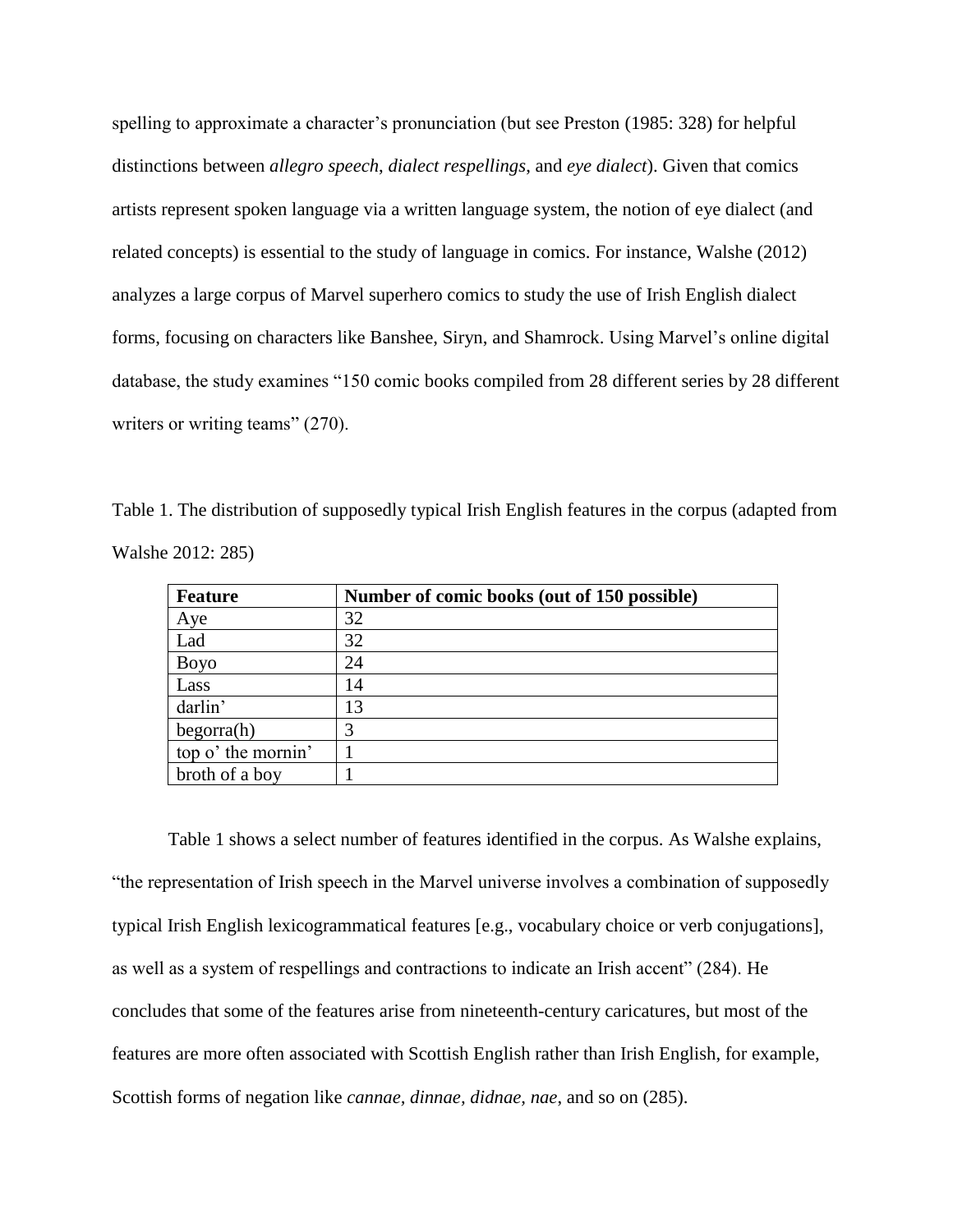spelling to approximate a character's pronunciation (but see Preston (1985: 328) for helpful distinctions between *allegro speech*, *dialect respellings*, and *eye dialect*). Given that comics artists represent spoken language via a written language system, the notion of eye dialect (and related concepts) is essential to the study of language in comics. For instance, Walshe (2012) analyzes a large corpus of Marvel superhero comics to study the use of Irish English dialect forms, focusing on characters like Banshee, Siryn, and Shamrock. Using Marvel's online digital database, the study examines "150 comic books compiled from 28 different series by 28 different writers or writing teams" (270).

Table 1. The distribution of supposedly typical Irish English features in the corpus (adapted from Walshe 2012: 285)

| **Feature** | **Number of comic books (out of 150 possible)** |
|---|---|
| Aye | 32 |
| Lad | 32 |
| Boyo | 24 |
| Lass | 14 |
| darlin' | 13 |
| begorra(h) | 3 |
| top o' the mornin' | 1 |
| broth of a boy | 1 |

Table 1 shows a select number of features identified in the corpus. As Walshe explains, "the representation of Irish speech in the Marvel universe involves a combination of supposedly typical Irish English lexicogrammatical features [e.g., vocabulary choice or verb conjugations], as well as a system of respellings and contractions to indicate an Irish accent" (284). He concludes that some of the features arise from nineteenth-century caricatures, but most of the features are more often associated with Scottish English rather than Irish English, for example, Scottish forms of negation like *cannae, dinnae, didnae, nae*, and so on (285).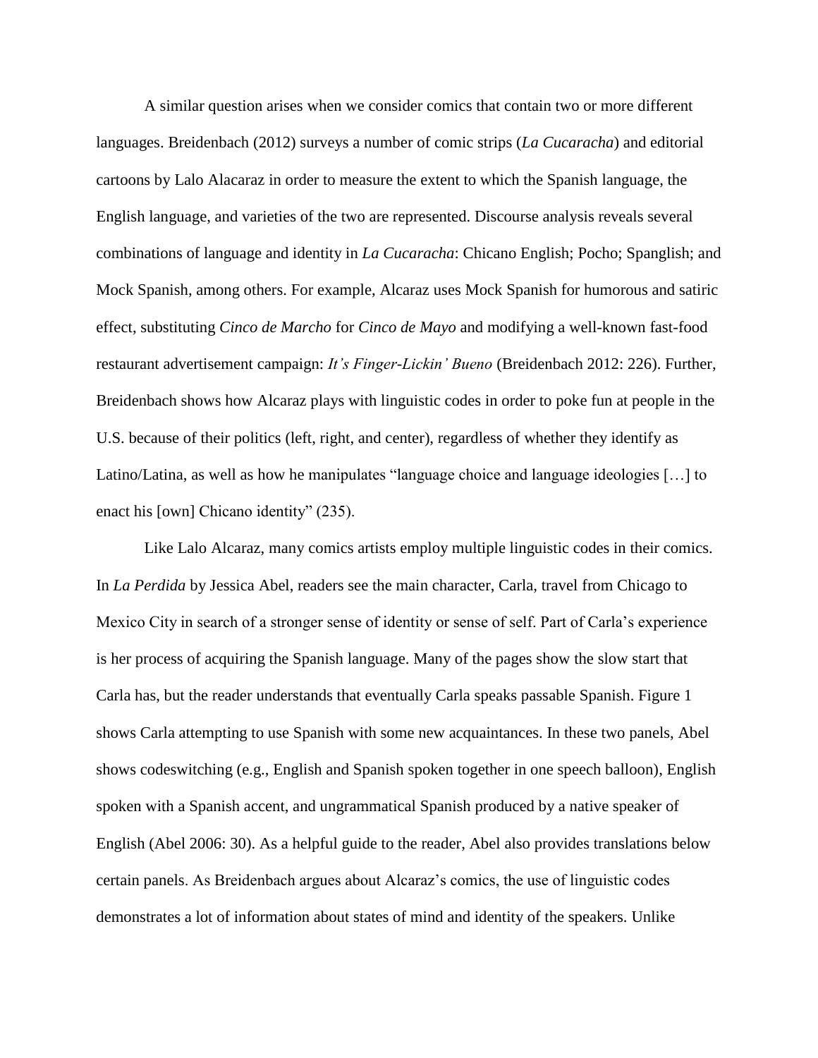A similar question arises when we consider comics that contain two or more different languages. Breidenbach (2012) surveys a number of comic strips (*La Cucaracha*) and editorial cartoons by Lalo Alacaraz in order to measure the extent to which the Spanish language, the English language, and varieties of the two are represented. Discourse analysis reveals several combinations of language and identity in *La Cucaracha*: Chicano English; Pocho; Spanglish; and Mock Spanish, among others. For example, Alcaraz uses Mock Spanish for humorous and satiric effect, substituting *Cinco de Marcho* for *Cinco de Mayo* and modifying a well-known fast-food restaurant advertisement campaign: *It's Finger-Lickin' Bueno* (Breidenbach 2012: 226). Further, Breidenbach shows how Alcaraz plays with linguistic codes in order to poke fun at people in the U.S. because of their politics (left, right, and center), regardless of whether they identify as Latino/Latina, as well as how he manipulates "language choice and language ideologies […] to enact his [own] Chicano identity" (235).

Like Lalo Alcaraz, many comics artists employ multiple linguistic codes in their comics. In *La Perdida* by Jessica Abel, readers see the main character, Carla, travel from Chicago to Mexico City in search of a stronger sense of identity or sense of self. Part of Carla's experience is her process of acquiring the Spanish language. Many of the pages show the slow start that Carla has, but the reader understands that eventually Carla speaks passable Spanish. Figure 1 shows Carla attempting to use Spanish with some new acquaintances. In these two panels, Abel shows codeswitching (e.g., English and Spanish spoken together in one speech balloon), English spoken with a Spanish accent, and ungrammatical Spanish produced by a native speaker of English (Abel 2006: 30). As a helpful guide to the reader, Abel also provides translations below certain panels. As Breidenbach argues about Alcaraz's comics, the use of linguistic codes demonstrates a lot of information about states of mind and identity of the speakers. Unlike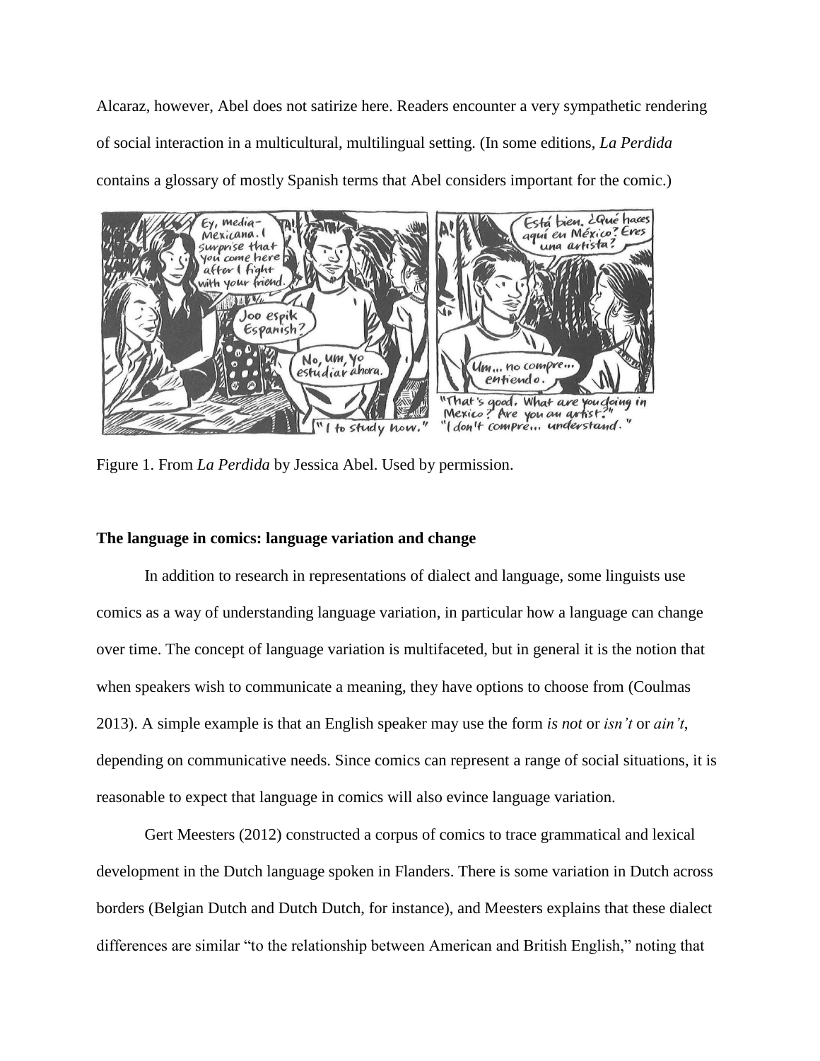Alcaraz, however, Abel does not satirize here. Readers encounter a very sympathetic rendering of social interaction in a multicultural, multilingual setting. (In some editions, *La Perdida* contains a glossary of mostly Spanish terms that Abel considers important for the comic.)

Figure 1. From *La Perdida* by Jessica Abel. Used by permission.

### The language in comics: language variation and change

In addition to research in representations of dialect and language, some linguists use comics as a way of understanding language variation, in particular how a language can change over time. The concept of language variation is multifaceted, but in general it is the notion that when speakers wish to communicate a meaning, they have options to choose from (Coulmas 2013). A simple example is that an English speaker may use the form *is not* or *isn't* or *ain't*, depending on communicative needs. Since comics can represent a range of social situations, it is reasonable to expect that language in comics will also evince language variation.

Gert Meesters (2012) constructed a corpus of comics to trace grammatical and lexical development in the Dutch language spoken in Flanders. There is some variation in Dutch across borders (Belgian Dutch and Dutch Dutch, for instance), and Meesters explains that these dialect differences are similar "to the relationship between American and British English," noting that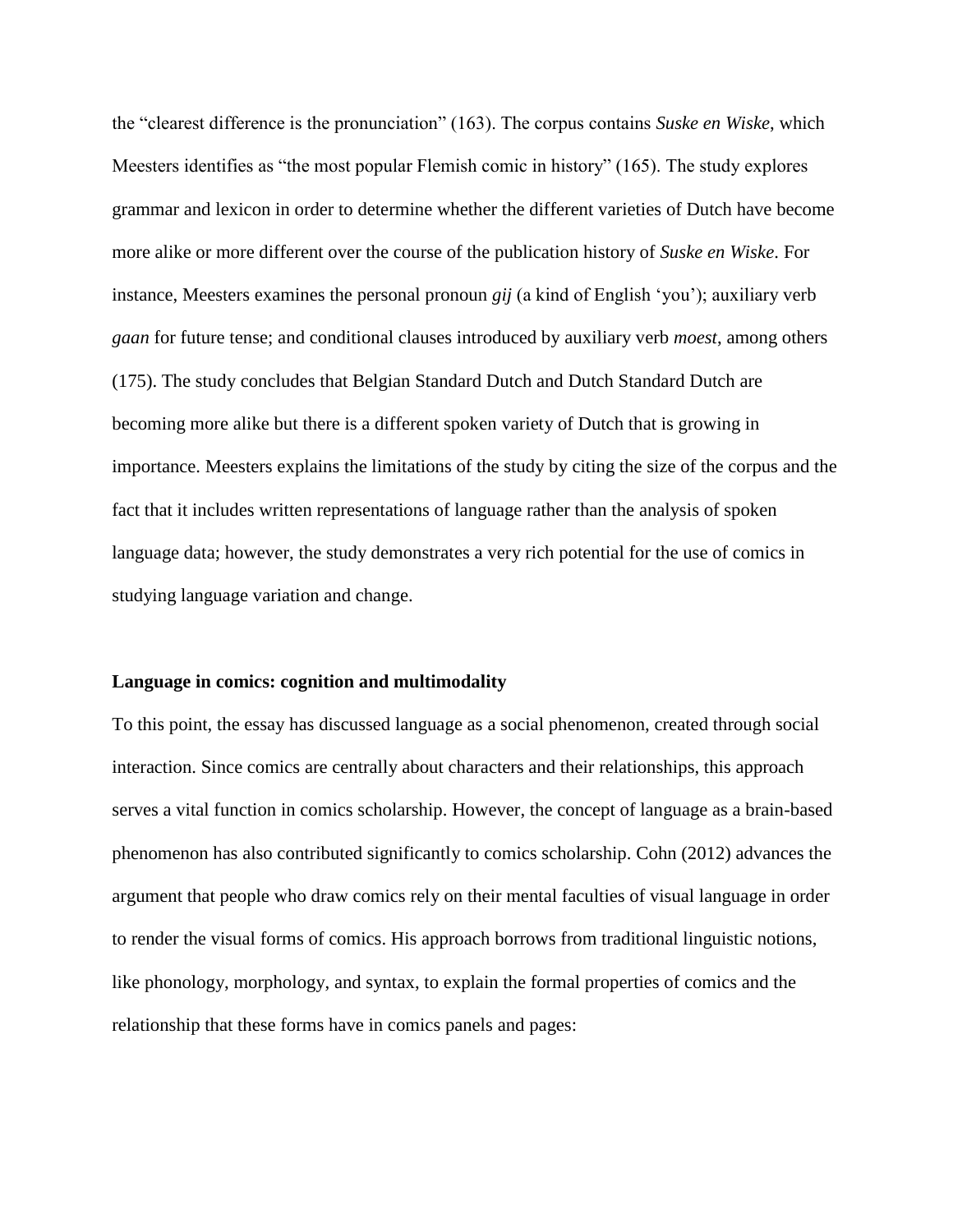the "clearest difference is the pronunciation" (163). The corpus contains *Suske en Wiske*, which Meesters identifies as "the most popular Flemish comic in history" (165). The study explores grammar and lexicon in order to determine whether the different varieties of Dutch have become more alike or more different over the course of the publication history of *Suske en Wiske*. For instance, Meesters examines the personal pronoun *gij* (a kind of English 'you'); auxiliary verb *gaan* for future tense; and conditional clauses introduced by auxiliary verb *moest*, among others (175). The study concludes that Belgian Standard Dutch and Dutch Standard Dutch are becoming more alike but there is a different spoken variety of Dutch that is growing in importance. Meesters explains the limitations of the study by citing the size of the corpus and the fact that it includes written representations of language rather than the analysis of spoken language data; however, the study demonstrates a very rich potential for the use of comics in studying language variation and change.

**Language in comics: cognition and multimodality**

To this point, the essay has discussed language as a social phenomenon, created through social interaction. Since comics are centrally about characters and their relationships, this approach serves a vital function in comics scholarship. However, the concept of language as a brain-based phenomenon has also contributed significantly to comics scholarship. Cohn (2012) advances the argument that people who draw comics rely on their mental faculties of visual language in order to render the visual forms of comics. His approach borrows from traditional linguistic notions, like phonology, morphology, and syntax, to explain the formal properties of comics and the relationship that these forms have in comics panels and pages: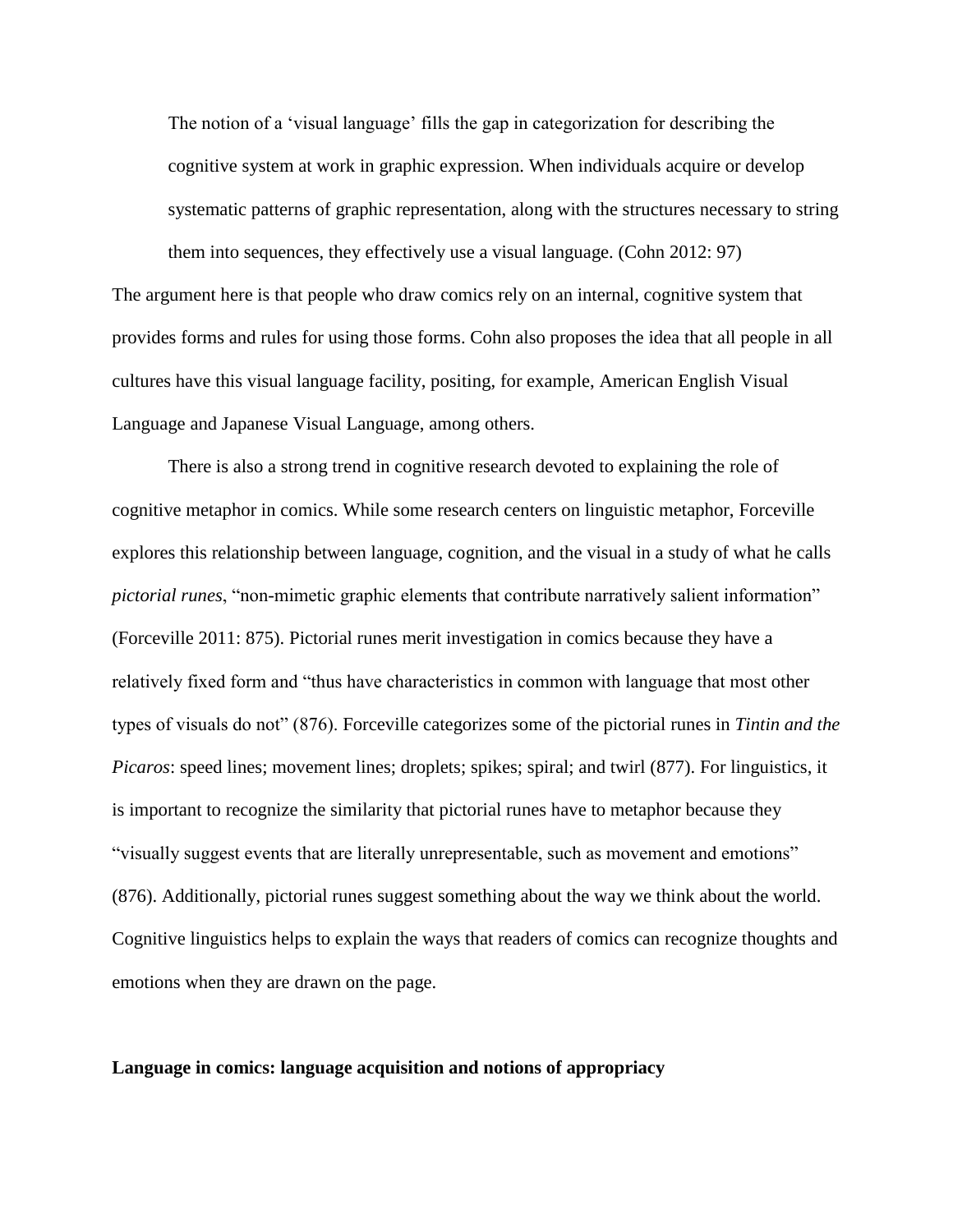> The notion of a 'visual language' fills the gap in categorization for describing the cognitive system at work in graphic expression. When individuals acquire or develop systematic patterns of graphic representation, along with the structures necessary to string them into sequences, they effectively use a visual language. (Cohn 2012: 97)

The argument here is that people who draw comics rely on an internal, cognitive system that provides forms and rules for using those forms. Cohn also proposes the idea that all people in all cultures have this visual language facility, positing, for example, American English Visual Language and Japanese Visual Language, among others.

There is also a strong trend in cognitive research devoted to explaining the role of cognitive metaphor in comics. While some research centers on linguistic metaphor, Forceville explores this relationship between language, cognition, and the visual in a study of what he calls *pictorial runes*, "non-mimetic graphic elements that contribute narratively salient information" (Forceville 2011: 875). Pictorial runes merit investigation in comics because they have a relatively fixed form and "thus have characteristics in common with language that most other types of visuals do not" (876). Forceville categorizes some of the pictorial runes in *Tintin and the Picaros*: speed lines; movement lines; droplets; spikes; spiral; and twirl (877). For linguistics, it is important to recognize the similarity that pictorial runes have to metaphor because they "visually suggest events that are literally unrepresentable, such as movement and emotions" (876). Additionally, pictorial runes suggest something about the way we think about the world. Cognitive linguistics helps to explain the ways that readers of comics can recognize thoughts and emotions when they are drawn on the page.

**Language in comics: language acquisition and notions of appropriacy**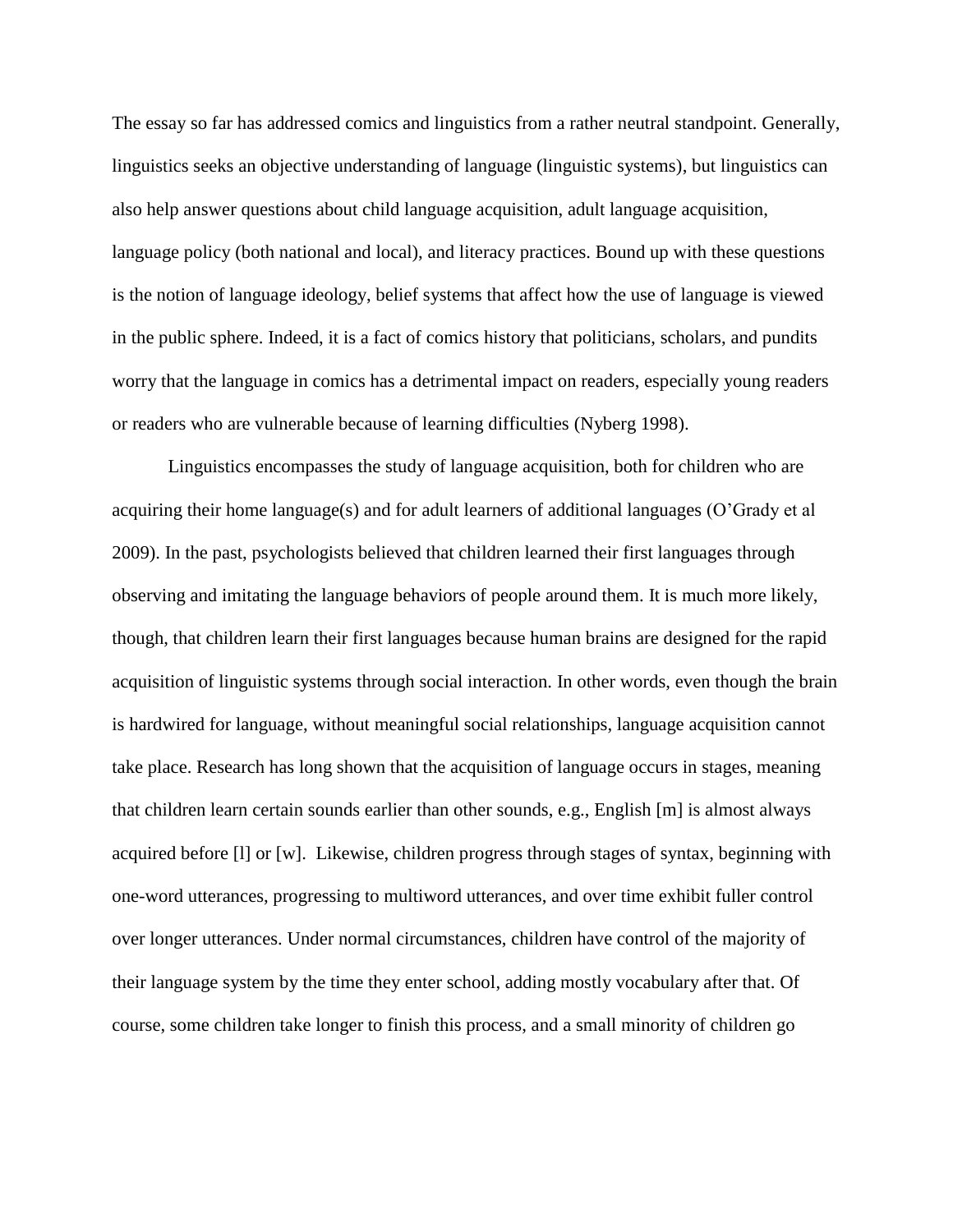The essay so far has addressed comics and linguistics from a rather neutral standpoint. Generally, linguistics seeks an objective understanding of language (linguistic systems), but linguistics can also help answer questions about child language acquisition, adult language acquisition, language policy (both national and local), and literacy practices. Bound up with these questions is the notion of language ideology, belief systems that affect how the use of language is viewed in the public sphere. Indeed, it is a fact of comics history that politicians, scholars, and pundits worry that the language in comics has a detrimental impact on readers, especially young readers or readers who are vulnerable because of learning difficulties (Nyberg 1998).

Linguistics encompasses the study of language acquisition, both for children who are acquiring their home language(s) and for adult learners of additional languages (O'Grady et al 2009). In the past, psychologists believed that children learned their first languages through observing and imitating the language behaviors of people around them. It is much more likely, though, that children learn their first languages because human brains are designed for the rapid acquisition of linguistic systems through social interaction. In other words, even though the brain is hardwired for language, without meaningful social relationships, language acquisition cannot take place. Research has long shown that the acquisition of language occurs in stages, meaning that children learn certain sounds earlier than other sounds, e.g., English [m] is almost always acquired before [l] or [w]. Likewise, children progress through stages of syntax, beginning with one-word utterances, progressing to multiword utterances, and over time exhibit fuller control over longer utterances. Under normal circumstances, children have control of the majority of their language system by the time they enter school, adding mostly vocabulary after that. Of course, some children take longer to finish this process, and a small minority of children go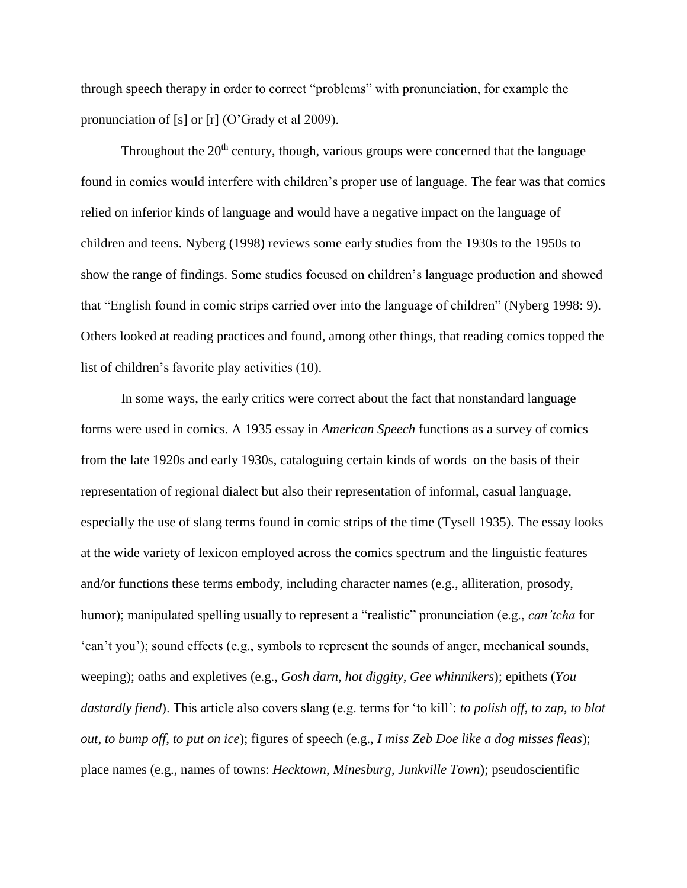through speech therapy in order to correct "problems" with pronunciation, for example the pronunciation of [s] or [r] (O'Grady et al 2009).

Throughout the 20th century, though, various groups were concerned that the language found in comics would interfere with children's proper use of language. The fear was that comics relied on inferior kinds of language and would have a negative impact on the language of children and teens. Nyberg (1998) reviews some early studies from the 1930s to the 1950s to show the range of findings. Some studies focused on children's language production and showed that "English found in comic strips carried over into the language of children" (Nyberg 1998: 9). Others looked at reading practices and found, among other things, that reading comics topped the list of children's favorite play activities (10).

In some ways, the early critics were correct about the fact that nonstandard language forms were used in comics. A 1935 essay in *American Speech* functions as a survey of comics from the late 1920s and early 1930s, cataloguing certain kinds of words on the basis of their representation of regional dialect but also their representation of informal, casual language, especially the use of slang terms found in comic strips of the time (Tysell 1935). The essay looks at the wide variety of lexicon employed across the comics spectrum and the linguistic features and/or functions these terms embody, including character names (e.g., alliteration, prosody, humor); manipulated spelling usually to represent a "realistic" pronunciation (e.g., *can'tcha* for 'can't you'); sound effects (e.g., symbols to represent the sounds of anger, mechanical sounds, weeping); oaths and expletives (e.g., *Gosh darn*, *hot diggity*, *Gee whinnikers*); epithets (*You dastardly fiend*). This article also covers slang (e.g. terms for 'to kill': *to polish off*, *to zap*, *to blot out*, *to bump off*, *to put on ice*); figures of speech (e.g., *I miss Zeb Doe like a dog misses fleas*); place names (e.g., names of towns: *Hecktown*, *Minesburg*, *Junkville Town*); pseudoscientific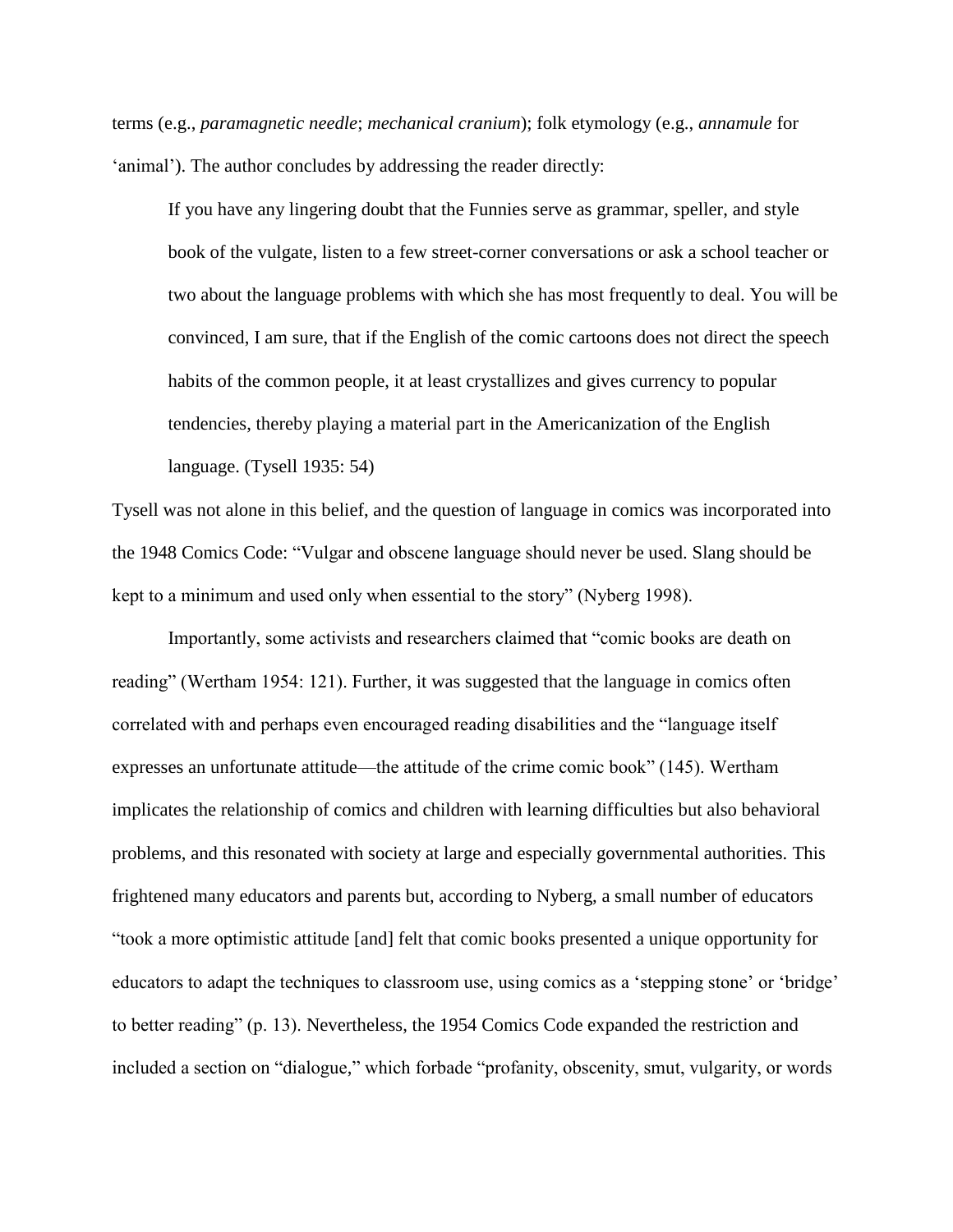terms (e.g., *paramagnetic needle*; *mechanical cranium*); folk etymology (e.g., *annamule* for 'animal'). The author concludes by addressing the reader directly:

> If you have any lingering doubt that the Funnies serve as grammar, speller, and style book of the vulgate, listen to a few street-corner conversations or ask a school teacher or two about the language problems with which she has most frequently to deal. You will be convinced, I am sure, that if the English of the comic cartoons does not direct the speech habits of the common people, it at least crystallizes and gives currency to popular tendencies, thereby playing a material part in the Americanization of the English language. (Tysell 1935: 54)

Tysell was not alone in this belief, and the question of language in comics was incorporated into the 1948 Comics Code: "Vulgar and obscene language should never be used. Slang should be kept to a minimum and used only when essential to the story" (Nyberg 1998).

Importantly, some activists and researchers claimed that "comic books are death on reading" (Wertham 1954: 121). Further, it was suggested that the language in comics often correlated with and perhaps even encouraged reading disabilities and the "language itself expresses an unfortunate attitude—the attitude of the crime comic book" (145). Wertham implicates the relationship of comics and children with learning difficulties but also behavioral problems, and this resonated with society at large and especially governmental authorities. This frightened many educators and parents but, according to Nyberg, a small number of educators "took a more optimistic attitude [and] felt that comic books presented a unique opportunity for educators to adapt the techniques to classroom use, using comics as a 'stepping stone' or 'bridge' to better reading" (p. 13). Nevertheless, the 1954 Comics Code expanded the restriction and included a section on "dialogue," which forbade "profanity, obscenity, smut, vulgarity, or words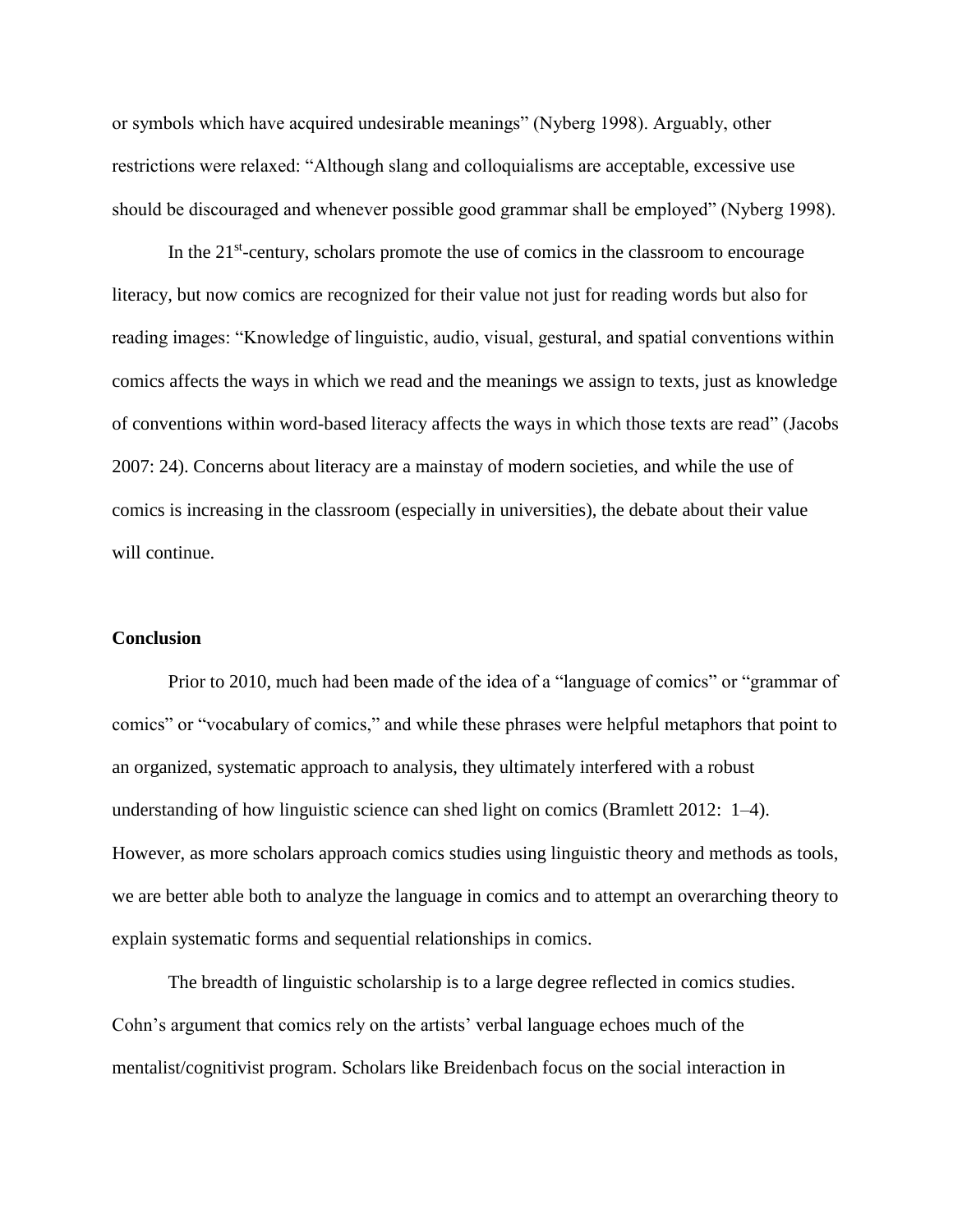or symbols which have acquired undesirable meanings" (Nyberg 1998). Arguably, other restrictions were relaxed: "Although slang and colloquialisms are acceptable, excessive use should be discouraged and whenever possible good grammar shall be employed" (Nyberg 1998).

In the 21st-century, scholars promote the use of comics in the classroom to encourage literacy, but now comics are recognized for their value not just for reading words but also for reading images: "Knowledge of linguistic, audio, visual, gestural, and spatial conventions within comics affects the ways in which we read and the meanings we assign to texts, just as knowledge of conventions within word-based literacy affects the ways in which those texts are read" (Jacobs 2007: 24). Concerns about literacy are a mainstay of modern societies, and while the use of comics is increasing in the classroom (especially in universities), the debate about their value will continue.

## Conclusion

Prior to 2010, much had been made of the idea of a "language of comics" or "grammar of comics" or "vocabulary of comics," and while these phrases were helpful metaphors that point to an organized, systematic approach to analysis, they ultimately interfered with a robust understanding of how linguistic science can shed light on comics (Bramlett 2012: 1–4). However, as more scholars approach comics studies using linguistic theory and methods as tools, we are better able both to analyze the language in comics and to attempt an overarching theory to explain systematic forms and sequential relationships in comics.

The breadth of linguistic scholarship is to a large degree reflected in comics studies. Cohn's argument that comics rely on the artists' verbal language echoes much of the mentalist/cognitivist program. Scholars like Breidenbach focus on the social interaction in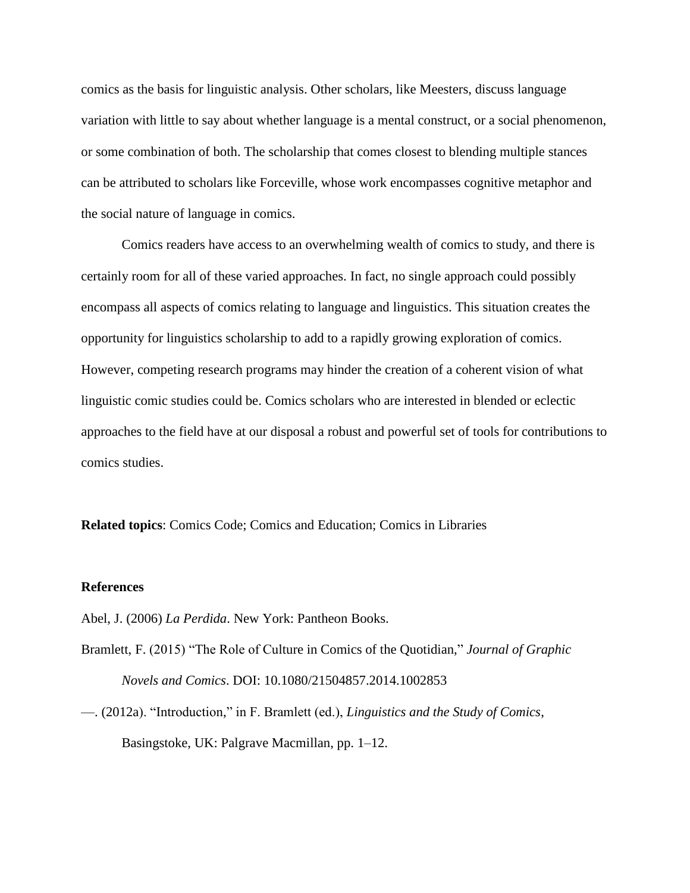comics as the basis for linguistic analysis. Other scholars, like Meesters, discuss language variation with little to say about whether language is a mental construct, or a social phenomenon, or some combination of both. The scholarship that comes closest to blending multiple stances can be attributed to scholars like Forceville, whose work encompasses cognitive metaphor and the social nature of language in comics.

Comics readers have access to an overwhelming wealth of comics to study, and there is certainly room for all of these varied approaches. In fact, no single approach could possibly encompass all aspects of comics relating to language and linguistics. This situation creates the opportunity for linguistics scholarship to add to a rapidly growing exploration of comics. However, competing research programs may hinder the creation of a coherent vision of what linguistic comic studies could be. Comics scholars who are interested in blended or eclectic approaches to the field have at our disposal a robust and powerful set of tools for contributions to comics studies.

**Related topics**: Comics Code; Comics and Education; Comics in Libraries

**References**

Abel, J. (2006) *La Perdida*. New York: Pantheon Books.

Bramlett, F. (2015) "The Role of Culture in Comics of the Quotidian," *Journal of Graphic Novels and Comics*. DOI: 10.1080/21504857.2014.1002853

—. (2012a). "Introduction," in F. Bramlett (ed.), *Linguistics and the Study of Comics*, Basingstoke, UK: Palgrave Macmillan, pp. 1–12.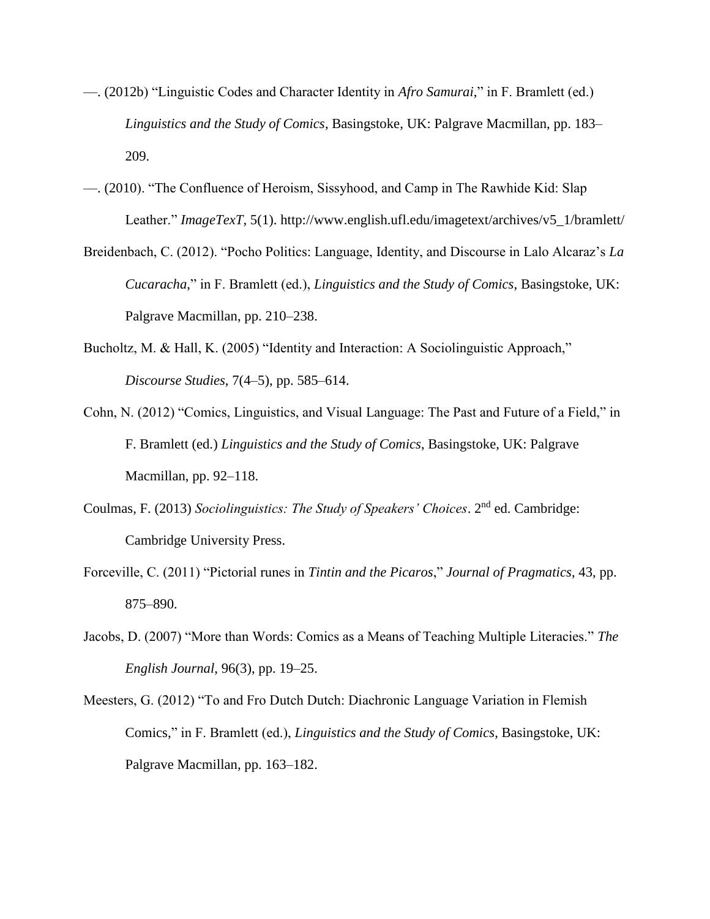—. (2012b) “Linguistic Codes and Character Identity in *Afro Samurai*,” in F. Bramlett (ed.) *Linguistics and the Study of Comics*, Basingstoke, UK: Palgrave Macmillan, pp. 183–209.

—. (2010). “The Confluence of Heroism, Sissyhood, and Camp in The Rawhide Kid: Slap Leather.” *ImageTexT*, 5(1). http://www.english.ufl.edu/imagetext/archives/v5_1/bramlett/

Breidenbach, C. (2012). “Pocho Politics: Language, Identity, and Discourse in Lalo Alcaraz’s *La Cucaracha*,” in F. Bramlett (ed.), *Linguistics and the Study of Comics*, Basingstoke, UK: Palgrave Macmillan, pp. 210–238.

Bucholtz, M. & Hall, K. (2005) “Identity and Interaction: A Sociolinguistic Approach,” *Discourse Studies*, 7(4–5), pp. 585–614.

Cohn, N. (2012) “Comics, Linguistics, and Visual Language: The Past and Future of a Field,” in F. Bramlett (ed.) *Linguistics and the Study of Comics*, Basingstoke, UK: Palgrave Macmillan, pp. 92–118.

Coulmas, F. (2013) *Sociolinguistics: The Study of Speakers’ Choices*. 2nd ed. Cambridge: Cambridge University Press.

Forceville, C. (2011) “Pictorial runes in *Tintin and the Picaros*,” *Journal of Pragmatics*, 43, pp. 875–890.

Jacobs, D. (2007) “More than Words: Comics as a Means of Teaching Multiple Literacies.” *The English Journal*, 96(3), pp. 19–25.

Meesters, G. (2012) “To and Fro Dutch Dutch: Diachronic Language Variation in Flemish Comics,” in F. Bramlett (ed.), *Linguistics and the Study of Comics*, Basingstoke, UK: Palgrave Macmillan, pp. 163–182.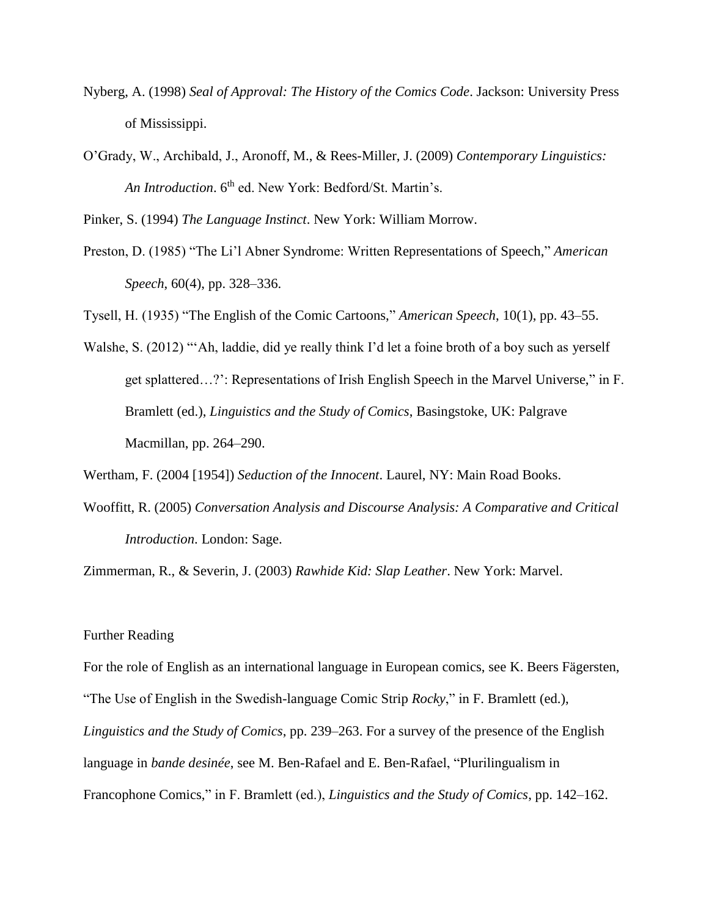Nyberg, A. (1998) *Seal of Approval: The History of the Comics Code*. Jackson: University Press of Mississippi.

O'Grady, W., Archibald, J., Aronoff, M., & Rees-Miller, J. (2009) *Contemporary Linguistics: An Introduction*. 6th ed. New York: Bedford/St. Martin's.

Pinker, S. (1994) *The Language Instinct*. New York: William Morrow.

Preston, D. (1985) "The Li'l Abner Syndrome: Written Representations of Speech," *American Speech*, 60(4), pp. 328–336.

Tysell, H. (1935) "The English of the Comic Cartoons," *American Speech*, 10(1), pp. 43–55.

Walshe, S. (2012) "'Ah, laddie, did ye really think I'd let a foine broth of a boy such as yerself get splattered…?': Representations of Irish English Speech in the Marvel Universe," in F. Bramlett (ed.), *Linguistics and the Study of Comics*, Basingstoke, UK: Palgrave Macmillan, pp. 264–290.

Wertham, F. (2004 [1954]) *Seduction of the Innocent*. Laurel, NY: Main Road Books.

Wooffitt, R. (2005) *Conversation Analysis and Discourse Analysis: A Comparative and Critical Introduction*. London: Sage.

Zimmerman, R., & Severin, J. (2003) *Rawhide Kid: Slap Leather*. New York: Marvel.

## Further Reading

For the role of English as an international language in European comics, see K. Beers Fägersten, "The Use of English in the Swedish-language Comic Strip *Rocky*," in F. Bramlett (ed.), *Linguistics and the Study of Comics*, pp. 239–263. For a survey of the presence of the English language in *bande desinée*, see M. Ben-Rafael and E. Ben-Rafael, "Plurilingualism in Francophone Comics," in F. Bramlett (ed.), *Linguistics and the Study of Comics*, pp. 142–162.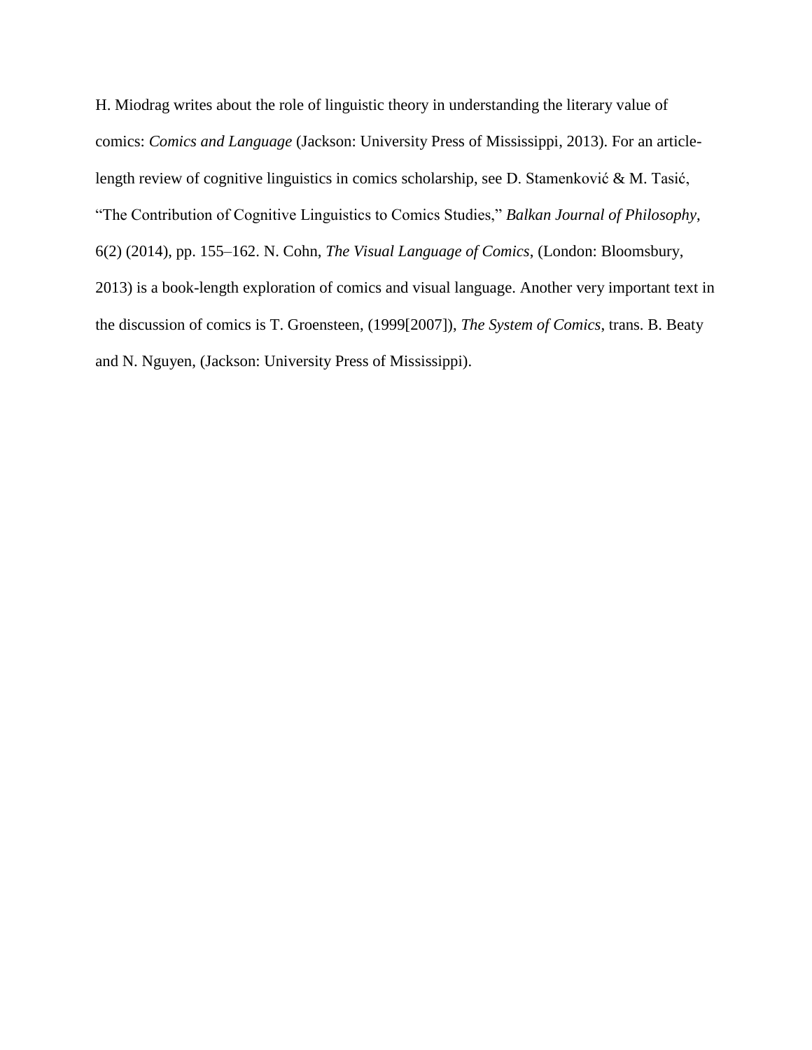H. Miodrag writes about the role of linguistic theory in understanding the literary value of comics: *Comics and Language* (Jackson: University Press of Mississippi, 2013). For an article-length review of cognitive linguistics in comics scholarship, see D. Stamenković & M. Tasić, "The Contribution of Cognitive Linguistics to Comics Studies," *Balkan Journal of Philosophy*, 6(2) (2014), pp. 155–162. N. Cohn, *The Visual Language of Comics*, (London: Bloomsbury, 2013) is a book-length exploration of comics and visual language. Another very important text in the discussion of comics is T. Groensteen, (1999[2007]), *The System of Comics*, trans. B. Beaty and N. Nguyen, (Jackson: University Press of Mississippi).